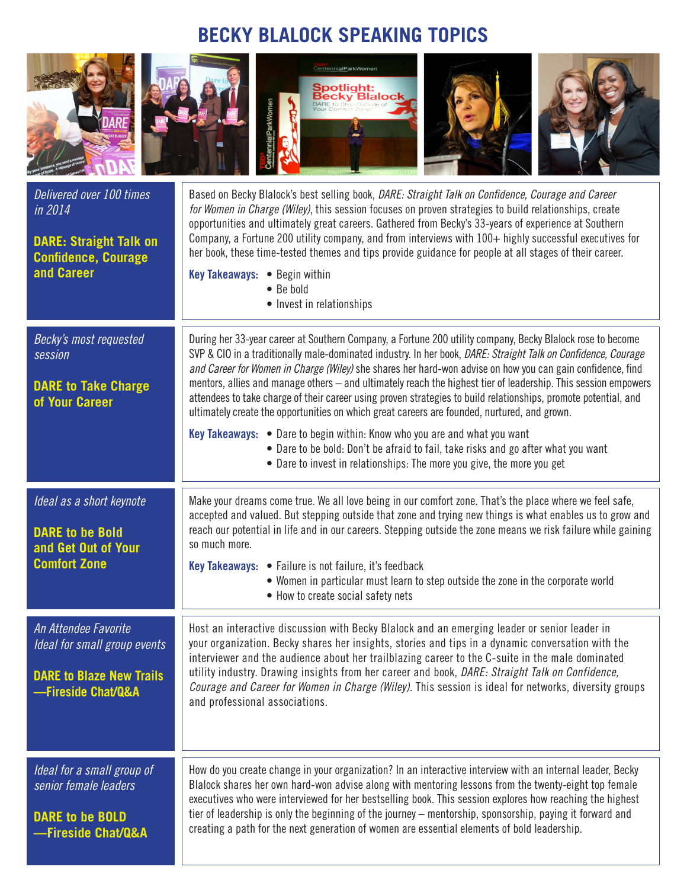# BECKY BLALOCK SPEAKING TOPICS

*Delivered over 100 times in 2014*

## DARE: Straight Talk on Confidence, Courage and Career

Based on Becky Blalock's best selling book, *DARE: Straight Talk on Confidence, Courage and Career for Women in Charge (Wiley)*, this session focuses on proven strategies to build relationships, create opportunities and ultimately great careers. Gathered from Becky's 33-years of experience at Southern Company, a Fortune 200 utility company, and from interviews with 100+ highly successful executives for her book, these time-tested themes and tips provide guidance for people at all stages of their career.

**Key Takeaways:**

- Begin within
- Be bold
- Invest in relationships

*Becky's most requested session*

## DARE to Take Charge of Your Career

During her 33-year career at Southern Company, a Fortune 200 utility company, Becky Blalock rose to become SVP & CIO in a traditionally male-dominated industry. In her book, *DARE: Straight Talk on Confidence, Courage and Career for Women in Charge (Wiley)* she shares her hard-won advise on how you can gain confidence, find mentors, allies and manage others – and ultimately reach the highest tier of leadership. This session empowers attendees to take charge of their career using proven strategies to build relationships, promote potential, and ultimately create the opportunities on which great careers are founded, nurtured, and grown.

**Key Takeaways:**

- Dare to begin within: Know who you are and what you want
- Dare to be bold: Don't be afraid to fail, take risks and go after what you want
- Dare to invest in relationships: The more you give, the more you get

*Ideal as a short keynote*

## DARE to be Bold and Get Out of Your Comfort Zone

Make your dreams come true. We all love being in our comfort zone. That's the place where we feel safe, accepted and valued. But stepping outside that zone and trying new things is what enables us to grow and reach our potential in life and in our careers. Stepping outside the zone means we risk failure while gaining so much more.

**Key Takeaways:**

- Failure is not failure, it's feedback
- Women in particular must learn to step outside the zone in the corporate world
- How to create social safety nets

*An Attendee Favorite*
*Ideal for small group events*

## DARE to Blaze New Trails —Fireside Chat/Q&A

Host an interactive discussion with Becky Blalock and an emerging leader or senior leader in your organization. Becky shares her insights, stories and tips in a dynamic conversation with the interviewer and the audience about her trailblazing career to the C-suite in the male dominated utility industry. Drawing insights from her career and book, *DARE: Straight Talk on Confidence, Courage and Career for Women in Charge (Wiley)*. This session is ideal for networks, diversity groups and professional associations.

*Ideal for a small group of senior female leaders*

## DARE to be BOLD —Fireside Chat/Q&A

How do you create change in your organization? In an interactive interview with an internal leader, Becky Blalock shares her own hard-won advise along with mentoring lessons from the twenty-eight top female executives who were interviewed for her bestselling book. This session explores how reaching the highest tier of leadership is only the beginning of the journey – mentorship, sponsorship, paying it forward and creating a path for the next generation of women are essential elements of bold leadership.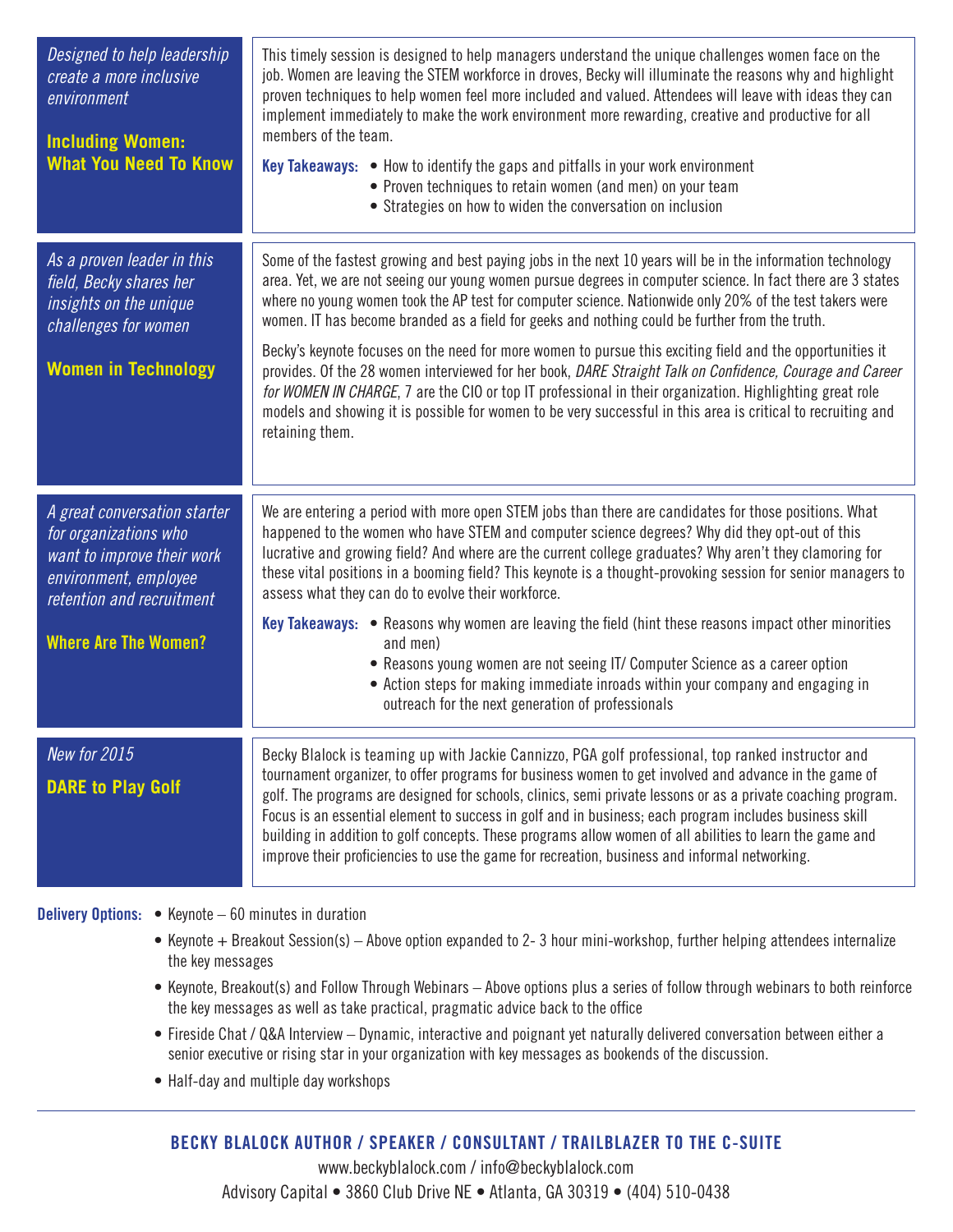*Designed to help leadership create a more inclusive environment*

## Including Women: What You Need To Know

This timely session is designed to help managers understand the unique challenges women face on the job. Women are leaving the STEM workforce in droves, Becky will illuminate the reasons why and highlight proven techniques to help women feel more included and valued. Attendees will leave with ideas they can implement immediately to make the work environment more rewarding, creative and productive for all members of the team.

**Key Takeaways:**

- How to identify the gaps and pitfalls in your work environment
- Proven techniques to retain women (and men) on your team
- Strategies on how to widen the conversation on inclusion

*As a proven leader in this field, Becky shares her insights on the unique challenges for women*

## Women in Technology

Some of the fastest growing and best paying jobs in the next 10 years will be in the information technology area. Yet, we are not seeing our young women pursue degrees in computer science. In fact there are 3 states where no young women took the AP test for computer science. Nationwide only 20% of the test takers were women. IT has become branded as a field for geeks and nothing could be further from the truth.

Becky's keynote focuses on the need for more women to pursue this exciting field and the opportunities it provides. Of the 28 women interviewed for her book, *DARE Straight Talk on Confidence, Courage and Career for WOMEN IN CHARGE*, 7 are the CIO or top IT professional in their organization. Highlighting great role models and showing it is possible for women to be very successful in this area is critical to recruiting and retaining them.

*A great conversation starter for organizations who want to improve their work environment, employee retention and recruitment*

## Where Are The Women?

We are entering a period with more open STEM jobs than there are candidates for those positions. What happened to the women who have STEM and computer science degrees? Why did they opt-out of this lucrative and growing field? And where are the current college graduates? Why aren't they clamoring for these vital positions in a booming field? This keynote is a thought-provoking session for senior managers to assess what they can do to evolve their workforce.

**Key Takeaways:**

- Reasons why women are leaving the field (hint these reasons impact other minorities and men)
- Reasons young women are not seeing IT/ Computer Science as a career option
- Action steps for making immediate inroads within your company and engaging in outreach for the next generation of professionals

*New for 2015*

## DARE to Play Golf

Becky Blalock is teaming up with Jackie Cannizzo, PGA golf professional, top ranked instructor and tournament organizer, to offer programs for business women to get involved and advance in the game of golf. The programs are designed for schools, clinics, semi private lessons or as a private coaching program. Focus is an essential element to success in golf and in business; each program includes business skill building in addition to golf concepts. These programs allow women of all abilities to learn the game and improve their proficiencies to use the game for recreation, business and informal networking.

**Delivery Options:**

- Keynote – 60 minutes in duration
- Keynote + Breakout Session(s) – Above option expanded to 2- 3 hour mini-workshop, further helping attendees internalize the key messages
- Keynote, Breakout(s) and Follow Through Webinars – Above options plus a series of follow through webinars to both reinforce the key messages as well as take practical, pragmatic advice back to the office
- Fireside Chat / Q&A Interview – Dynamic, interactive and poignant yet naturally delivered conversation between either a senior executive or rising star in your organization with key messages as bookends of the discussion.
- Half-day and multiple day workshops

---

**BECKY BLALOCK AUTHOR / SPEAKER / CONSULTANT / TRAILBLAZER TO THE C-SUITE**

www.beckyblalock.com / info@beckyblalock.com

Advisory Capital • 3860 Club Drive NE • Atlanta, GA 30319 • (404) 510-0438